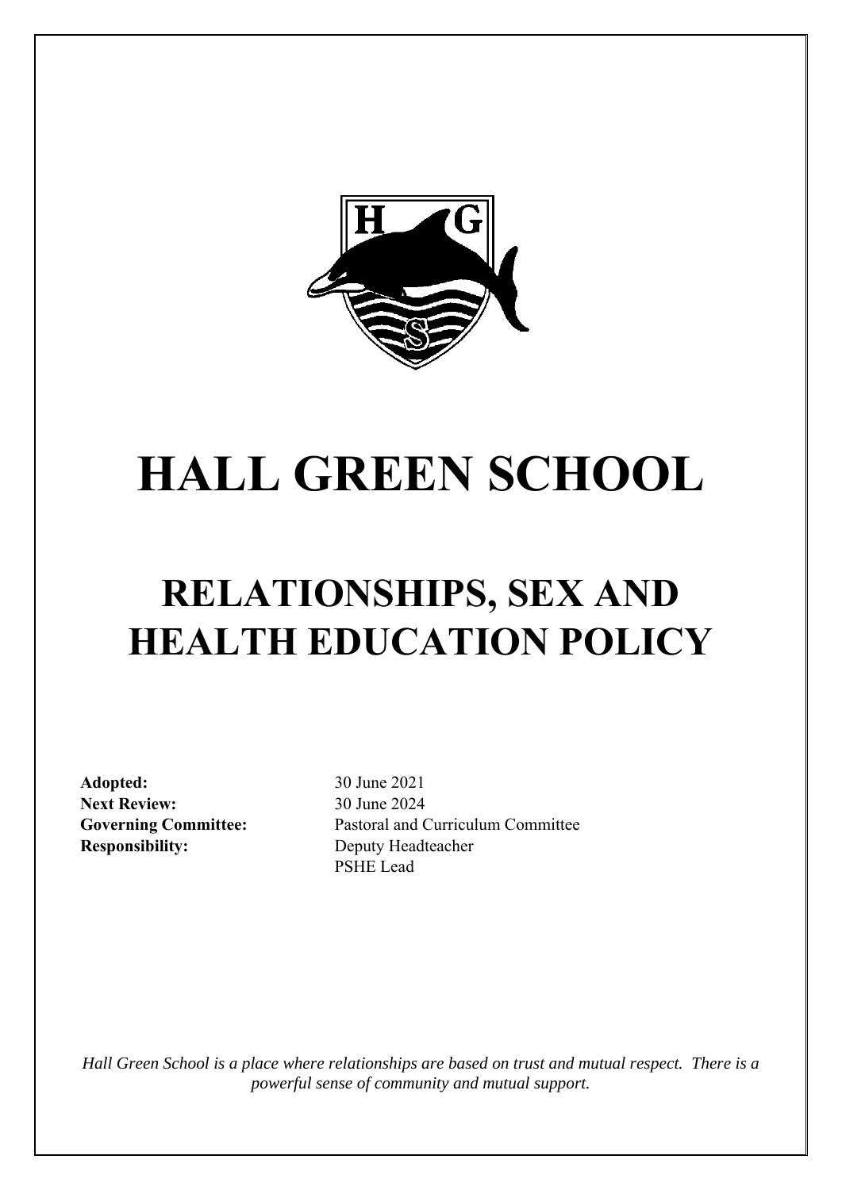# HALL GREEN SCHOOL

# RELATIONSHIPS, SEX AND HEALTH EDUCATION POLICY

**Adopted:** 30 June 2021
**Next Review:** 30 June 2024
**Governing Committee:** Pastoral and Curriculum Committee
**Responsibility:** Deputy Headteacher
PSHE Lead

*Hall Green School is a place where relationships are based on trust and mutual respect. There is a powerful sense of community and mutual support.*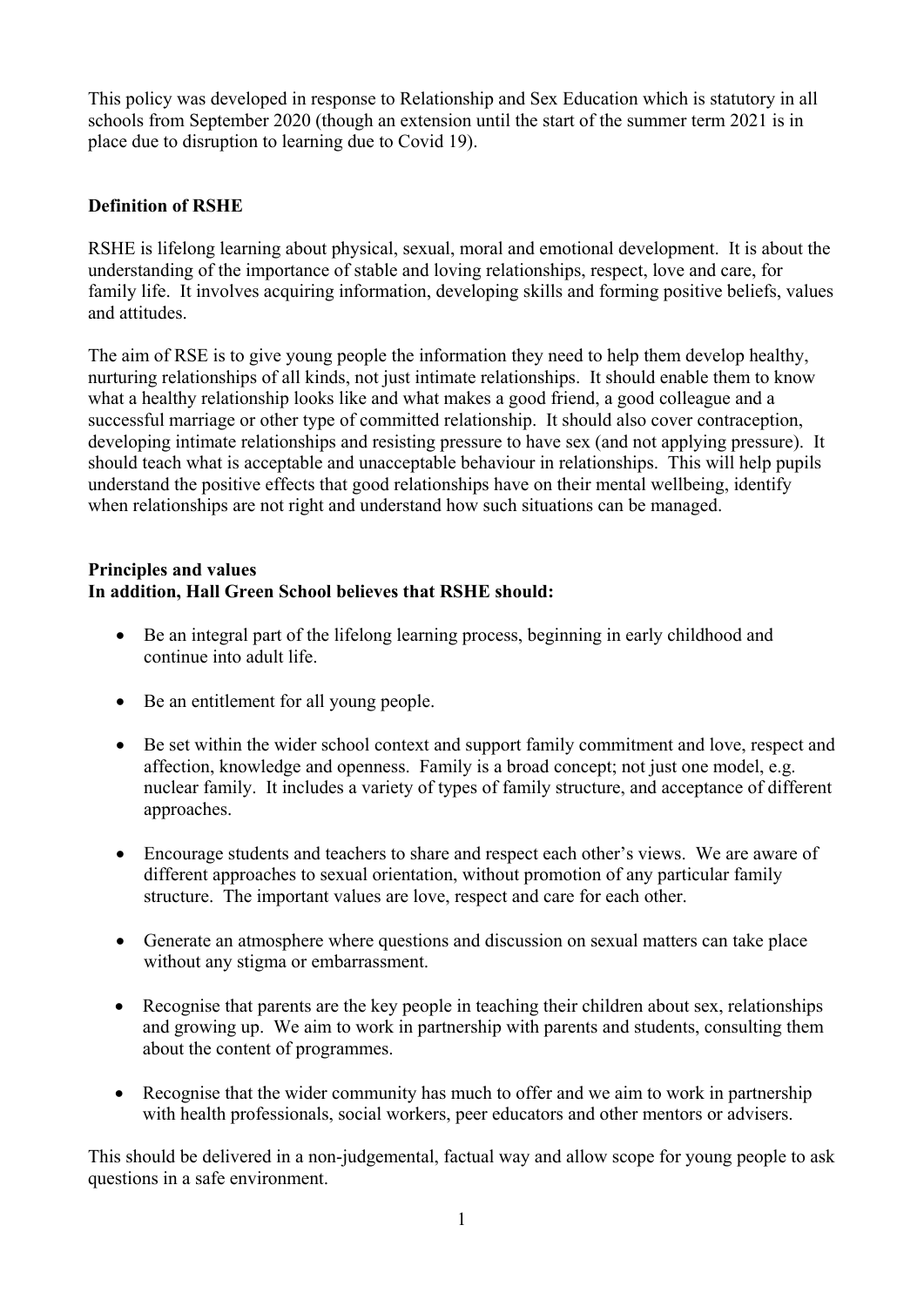This policy was developed in response to Relationship and Sex Education which is statutory in all schools from September 2020 (though an extension until the start of the summer term 2021 is in place due to disruption to learning due to Covid 19).

**Definition of RSHE**

RSHE is lifelong learning about physical, sexual, moral and emotional development. It is about the understanding of the importance of stable and loving relationships, respect, love and care, for family life. It involves acquiring information, developing skills and forming positive beliefs, values and attitudes.

The aim of RSE is to give young people the information they need to help them develop healthy, nurturing relationships of all kinds, not just intimate relationships. It should enable them to know what a healthy relationship looks like and what makes a good friend, a good colleague and a successful marriage or other type of committed relationship. It should also cover contraception, developing intimate relationships and resisting pressure to have sex (and not applying pressure). It should teach what is acceptable and unacceptable behaviour in relationships. This will help pupils understand the positive effects that good relationships have on their mental wellbeing, identify when relationships are not right and understand how such situations can be managed.

**Principles and values**
**In addition, Hall Green School believes that RSHE should:**

- Be an integral part of the lifelong learning process, beginning in early childhood and continue into adult life.
- Be an entitlement for all young people.
- Be set within the wider school context and support family commitment and love, respect and affection, knowledge and openness. Family is a broad concept; not just one model, e.g. nuclear family. It includes a variety of types of family structure, and acceptance of different approaches.
- Encourage students and teachers to share and respect each other's views. We are aware of different approaches to sexual orientation, without promotion of any particular family structure. The important values are love, respect and care for each other.
- Generate an atmosphere where questions and discussion on sexual matters can take place without any stigma or embarrassment.
- Recognise that parents are the key people in teaching their children about sex, relationships and growing up. We aim to work in partnership with parents and students, consulting them about the content of programmes.
- Recognise that the wider community has much to offer and we aim to work in partnership with health professionals, social workers, peer educators and other mentors or advisers.

This should be delivered in a non-judgemental, factual way and allow scope for young people to ask questions in a safe environment.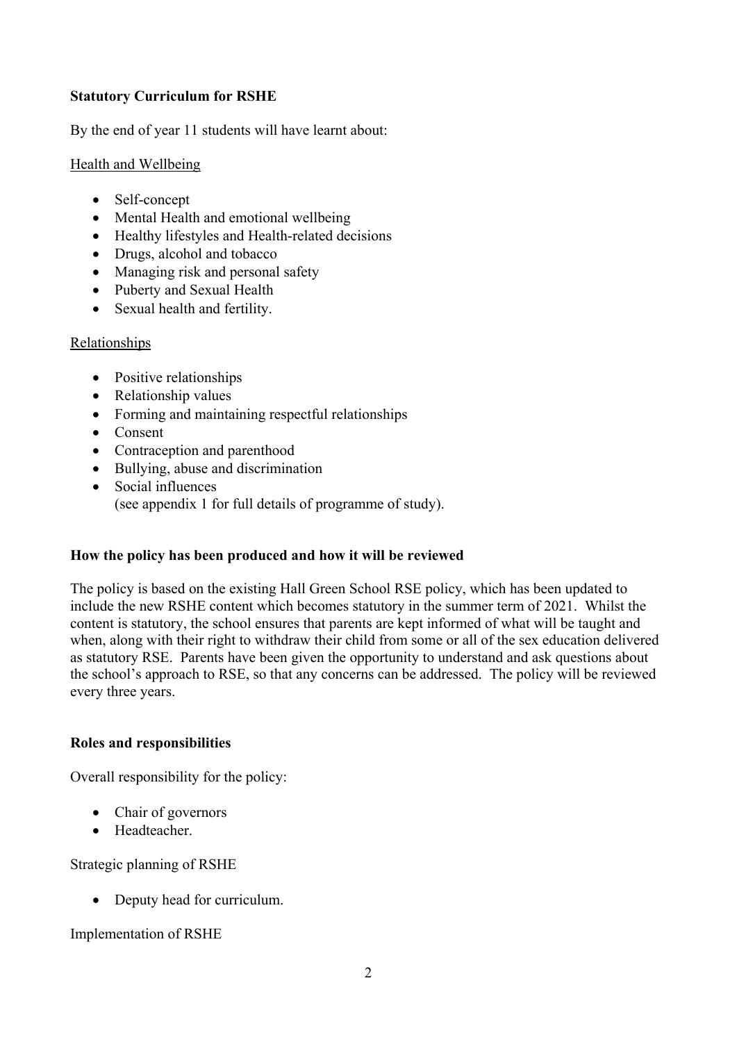**Statutory Curriculum for RSHE**

By the end of year 11 students will have learnt about:

Health and Wellbeing

- Self-concept
- Mental Health and emotional wellbeing
- Healthy lifestyles and Health-related decisions
- Drugs, alcohol and tobacco
- Managing risk and personal safety
- Puberty and Sexual Health
- Sexual health and fertility.

Relationships

- Positive relationships
- Relationship values
- Forming and maintaining respectful relationships
- Consent
- Contraception and parenthood
- Bullying, abuse and discrimination
- Social influences
  (see appendix 1 for full details of programme of study).

**How the policy has been produced and how it will be reviewed**

The policy is based on the existing Hall Green School RSE policy, which has been updated to include the new RSHE content which becomes statutory in the summer term of 2021. Whilst the content is statutory, the school ensures that parents are kept informed of what will be taught and when, along with their right to withdraw their child from some or all of the sex education delivered as statutory RSE. Parents have been given the opportunity to understand and ask questions about the school's approach to RSE, so that any concerns can be addressed. The policy will be reviewed every three years.

**Roles and responsibilities**

Overall responsibility for the policy:

- Chair of governors
- Headteacher.

Strategic planning of RSHE

- Deputy head for curriculum.

Implementation of RSHE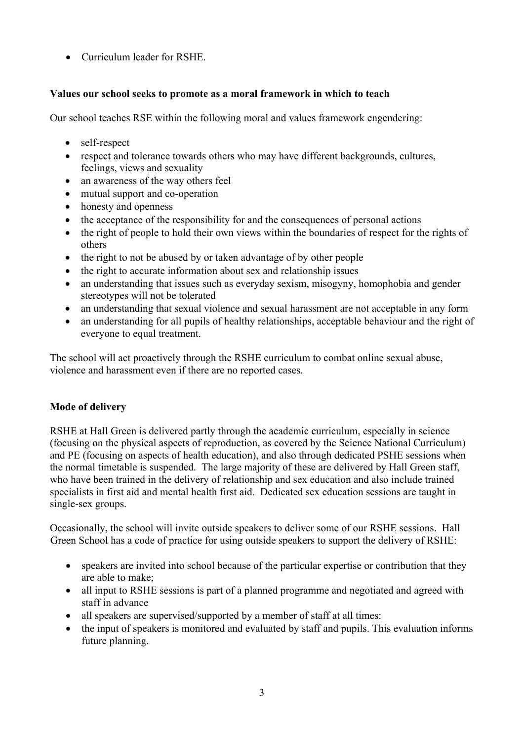- Curriculum leader for RSHE.

**Values our school seeks to promote as a moral framework in which to teach**

Our school teaches RSE within the following moral and values framework engendering:

- self-respect
- respect and tolerance towards others who may have different backgrounds, cultures, feelings, views and sexuality
- an awareness of the way others feel
- mutual support and co-operation
- honesty and openness
- the acceptance of the responsibility for and the consequences of personal actions
- the right of people to hold their own views within the boundaries of respect for the rights of others
- the right to not be abused by or taken advantage of by other people
- the right to accurate information about sex and relationship issues
- an understanding that issues such as everyday sexism, misogyny, homophobia and gender stereotypes will not be tolerated
- an understanding that sexual violence and sexual harassment are not acceptable in any form
- an understanding for all pupils of healthy relationships, acceptable behaviour and the right of everyone to equal treatment.

The school will act proactively through the RSHE curriculum to combat online sexual abuse, violence and harassment even if there are no reported cases.

**Mode of delivery**

RSHE at Hall Green is delivered partly through the academic curriculum, especially in science (focusing on the physical aspects of reproduction, as covered by the Science National Curriculum) and PE (focusing on aspects of health education), and also through dedicated PSHE sessions when the normal timetable is suspended. The large majority of these are delivered by Hall Green staff, who have been trained in the delivery of relationship and sex education and also include trained specialists in first aid and mental health first aid. Dedicated sex education sessions are taught in single-sex groups.

Occasionally, the school will invite outside speakers to deliver some of our RSHE sessions. Hall Green School has a code of practice for using outside speakers to support the delivery of RSHE:

- speakers are invited into school because of the particular expertise or contribution that they are able to make;
- all input to RSHE sessions is part of a planned programme and negotiated and agreed with staff in advance
- all speakers are supervised/supported by a member of staff at all times:
- the input of speakers is monitored and evaluated by staff and pupils. This evaluation informs future planning.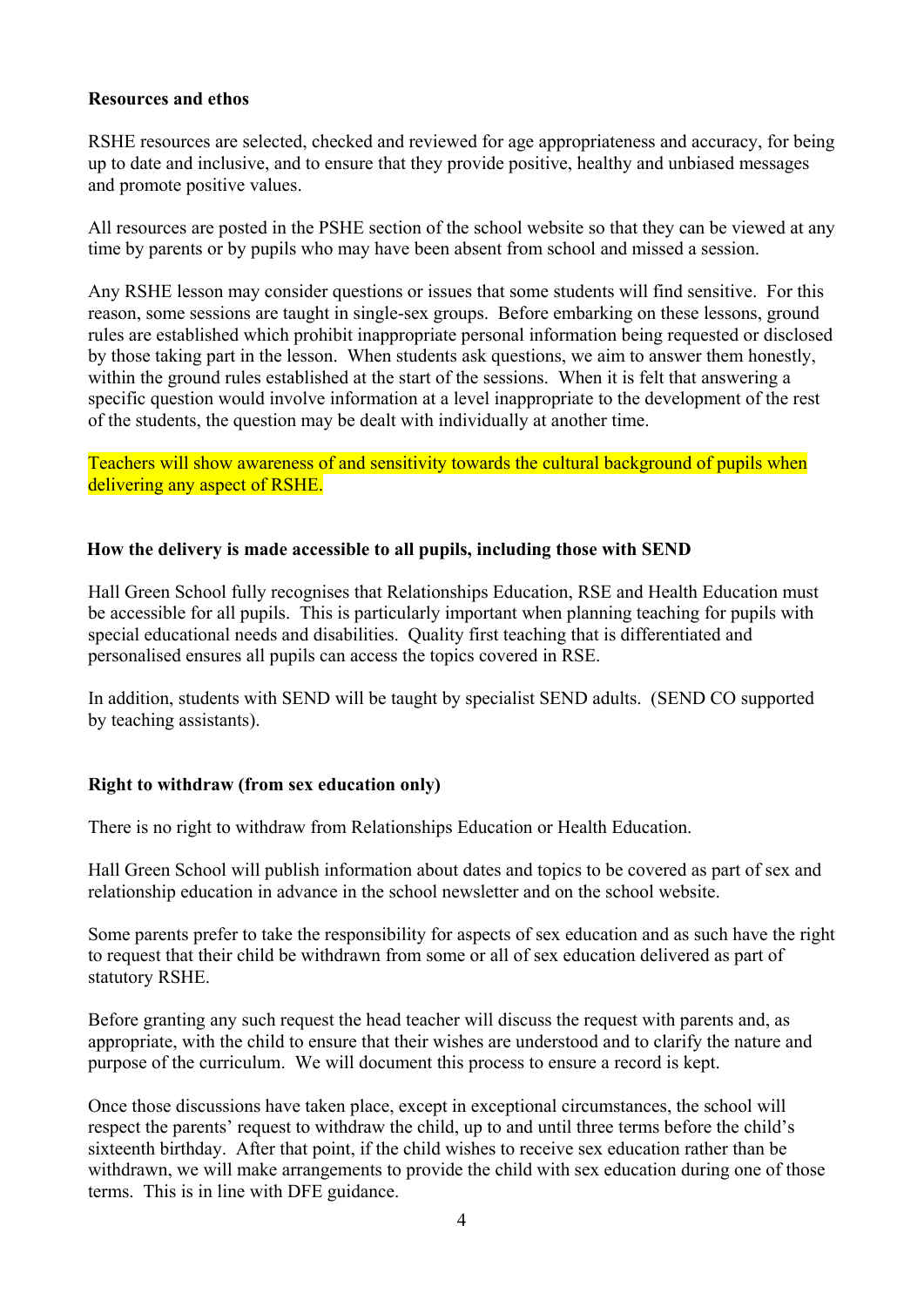**Resources and ethos**

RSHE resources are selected, checked and reviewed for age appropriateness and accuracy, for being up to date and inclusive, and to ensure that they provide positive, healthy and unbiased messages and promote positive values.

All resources are posted in the PSHE section of the school website so that they can be viewed at any time by parents or by pupils who may have been absent from school and missed a session.

Any RSHE lesson may consider questions or issues that some students will find sensitive. For this reason, some sessions are taught in single-sex groups. Before embarking on these lessons, ground rules are established which prohibit inappropriate personal information being requested or disclosed by those taking part in the lesson. When students ask questions, we aim to answer them honestly, within the ground rules established at the start of the sessions. When it is felt that answering a specific question would involve information at a level inappropriate to the development of the rest of the students, the question may be dealt with individually at another time.

Teachers will show awareness of and sensitivity towards the cultural background of pupils when delivering any aspect of RSHE.

**How the delivery is made accessible to all pupils, including those with SEND**

Hall Green School fully recognises that Relationships Education, RSE and Health Education must be accessible for all pupils. This is particularly important when planning teaching for pupils with special educational needs and disabilities. Quality first teaching that is differentiated and personalised ensures all pupils can access the topics covered in RSE.

In addition, students with SEND will be taught by specialist SEND adults. (SEND CO supported by teaching assistants).

**Right to withdraw (from sex education only)**

There is no right to withdraw from Relationships Education or Health Education.

Hall Green School will publish information about dates and topics to be covered as part of sex and relationship education in advance in the school newsletter and on the school website.

Some parents prefer to take the responsibility for aspects of sex education and as such have the right to request that their child be withdrawn from some or all of sex education delivered as part of statutory RSHE.

Before granting any such request the head teacher will discuss the request with parents and, as appropriate, with the child to ensure that their wishes are understood and to clarify the nature and purpose of the curriculum. We will document this process to ensure a record is kept.

Once those discussions have taken place, except in exceptional circumstances, the school will respect the parents' request to withdraw the child, up to and until three terms before the child's sixteenth birthday. After that point, if the child wishes to receive sex education rather than be withdrawn, we will make arrangements to provide the child with sex education during one of those terms. This is in line with DFE guidance.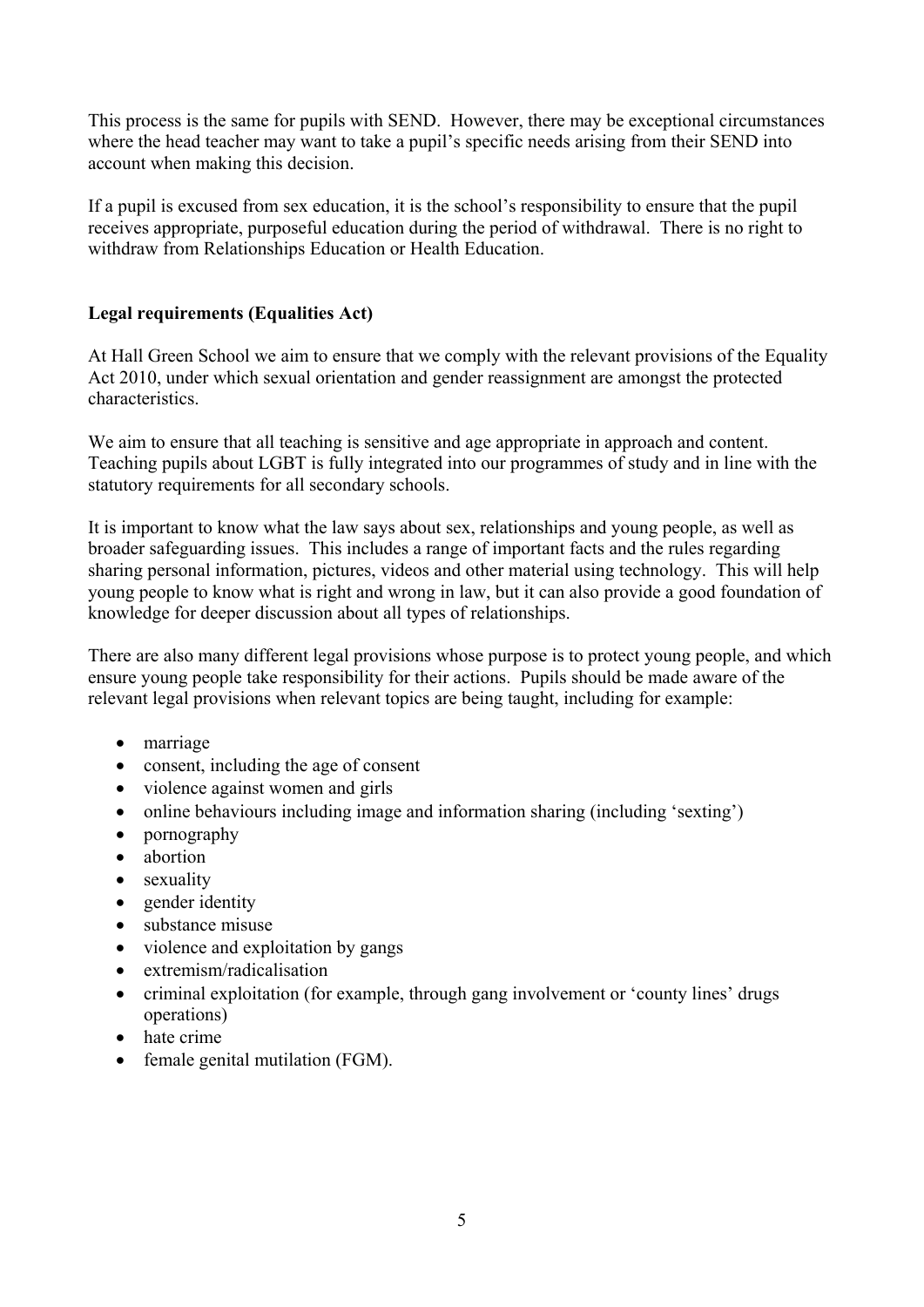This process is the same for pupils with SEND. However, there may be exceptional circumstances where the head teacher may want to take a pupil's specific needs arising from their SEND into account when making this decision.

If a pupil is excused from sex education, it is the school's responsibility to ensure that the pupil receives appropriate, purposeful education during the period of withdrawal. There is no right to withdraw from Relationships Education or Health Education.

**Legal requirements (Equalities Act)**

At Hall Green School we aim to ensure that we comply with the relevant provisions of the Equality Act 2010, under which sexual orientation and gender reassignment are amongst the protected characteristics.

We aim to ensure that all teaching is sensitive and age appropriate in approach and content. Teaching pupils about LGBT is fully integrated into our programmes of study and in line with the statutory requirements for all secondary schools.

It is important to know what the law says about sex, relationships and young people, as well as broader safeguarding issues. This includes a range of important facts and the rules regarding sharing personal information, pictures, videos and other material using technology. This will help young people to know what is right and wrong in law, but it can also provide a good foundation of knowledge for deeper discussion about all types of relationships.

There are also many different legal provisions whose purpose is to protect young people, and which ensure young people take responsibility for their actions. Pupils should be made aware of the relevant legal provisions when relevant topics are being taught, including for example:

- marriage
- consent, including the age of consent
- violence against women and girls
- online behaviours including image and information sharing (including 'sexting')
- pornography
- abortion
- sexuality
- gender identity
- substance misuse
- violence and exploitation by gangs
- extremism/radicalisation
- criminal exploitation (for example, through gang involvement or 'county lines' drugs operations)
- hate crime
- female genital mutilation (FGM).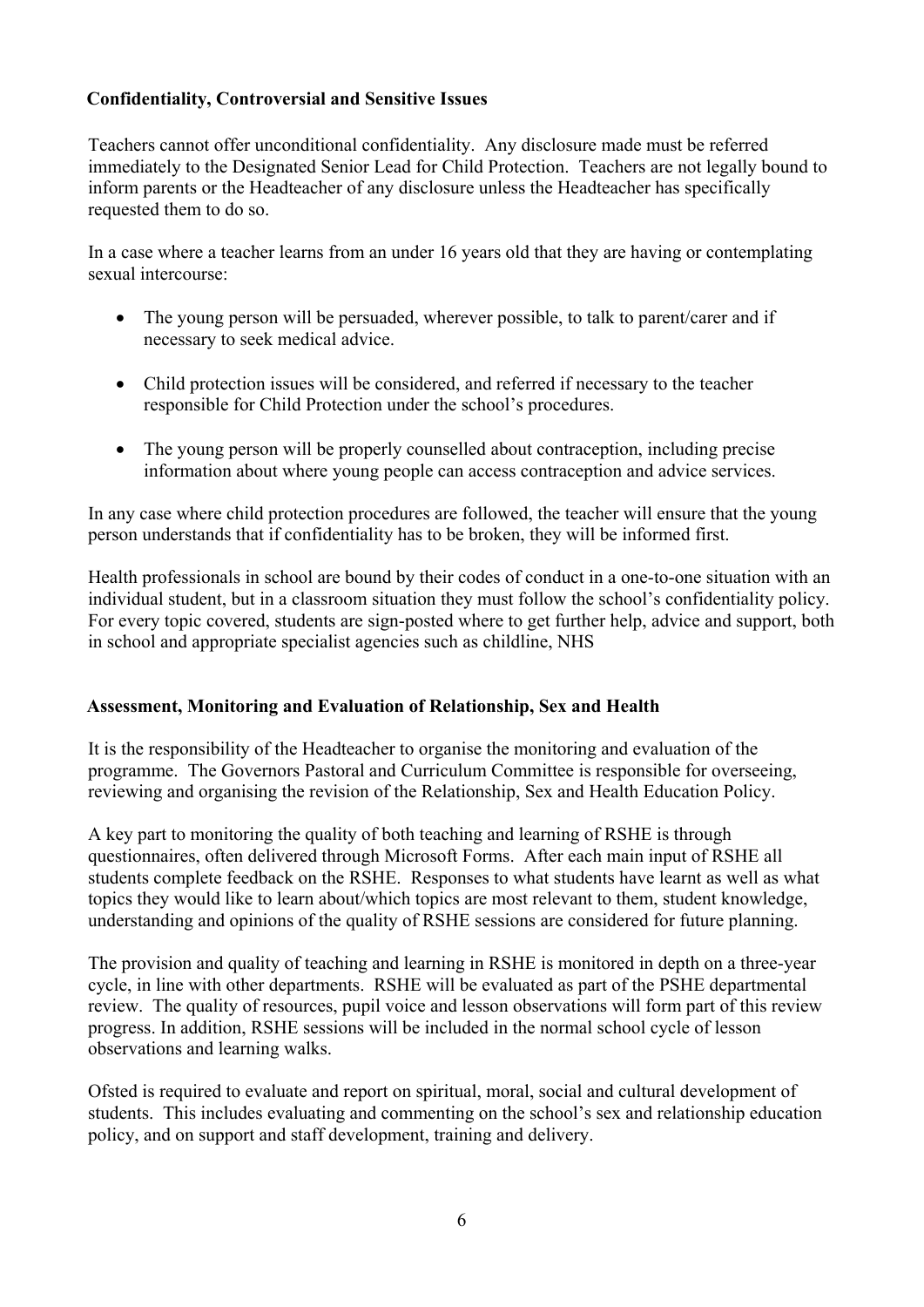## Confidentiality, Controversial and Sensitive Issues

Teachers cannot offer unconditional confidentiality. Any disclosure made must be referred immediately to the Designated Senior Lead for Child Protection. Teachers are not legally bound to inform parents or the Headteacher of any disclosure unless the Headteacher has specifically requested them to do so.

In a case where a teacher learns from an under 16 years old that they are having or contemplating sexual intercourse:

- The young person will be persuaded, wherever possible, to talk to parent/carer and if necessary to seek medical advice.
- Child protection issues will be considered, and referred if necessary to the teacher responsible for Child Protection under the school's procedures.
- The young person will be properly counselled about contraception, including precise information about where young people can access contraception and advice services.

In any case where child protection procedures are followed, the teacher will ensure that the young person understands that if confidentiality has to be broken, they will be informed first.

Health professionals in school are bound by their codes of conduct in a one-to-one situation with an individual student, but in a classroom situation they must follow the school's confidentiality policy. For every topic covered, students are sign-posted where to get further help, advice and support, both in school and appropriate specialist agencies such as childline, NHS

## Assessment, Monitoring and Evaluation of Relationship, Sex and Health

It is the responsibility of the Headteacher to organise the monitoring and evaluation of the programme. The Governors Pastoral and Curriculum Committee is responsible for overseeing, reviewing and organising the revision of the Relationship, Sex and Health Education Policy.

A key part to monitoring the quality of both teaching and learning of RSHE is through questionnaires, often delivered through Microsoft Forms. After each main input of RSHE all students complete feedback on the RSHE. Responses to what students have learnt as well as what topics they would like to learn about/which topics are most relevant to them, student knowledge, understanding and opinions of the quality of RSHE sessions are considered for future planning.

The provision and quality of teaching and learning in RSHE is monitored in depth on a three-year cycle, in line with other departments. RSHE will be evaluated as part of the PSHE departmental review. The quality of resources, pupil voice and lesson observations will form part of this review progress. In addition, RSHE sessions will be included in the normal school cycle of lesson observations and learning walks.

Ofsted is required to evaluate and report on spiritual, moral, social and cultural development of students. This includes evaluating and commenting on the school's sex and relationship education policy, and on support and staff development, training and delivery.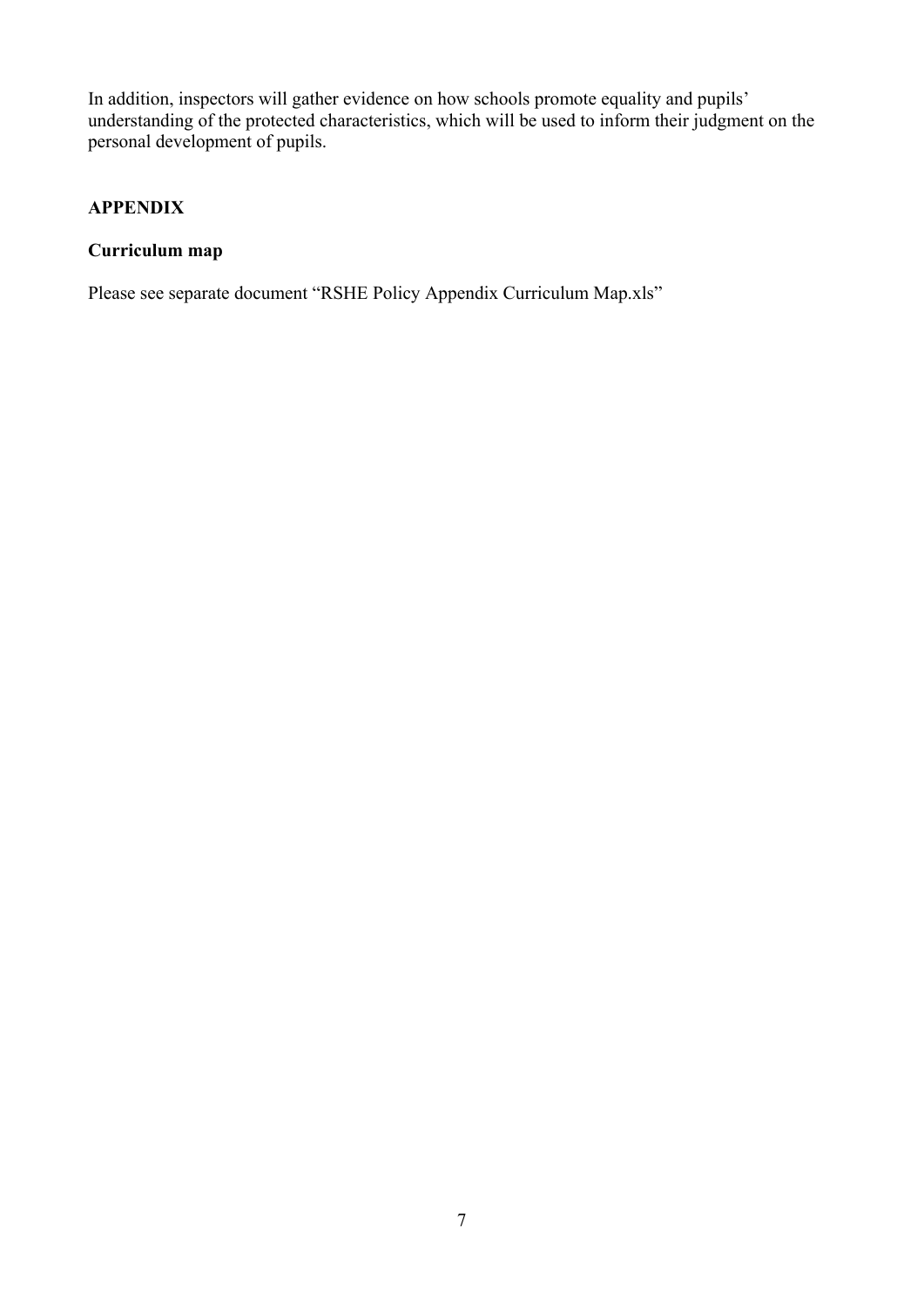In addition, inspectors will gather evidence on how schools promote equality and pupils' understanding of the protected characteristics, which will be used to inform their judgment on the personal development of pupils.

## APPENDIX

### Curriculum map

Please see separate document "RSHE Policy Appendix Curriculum Map.xls"